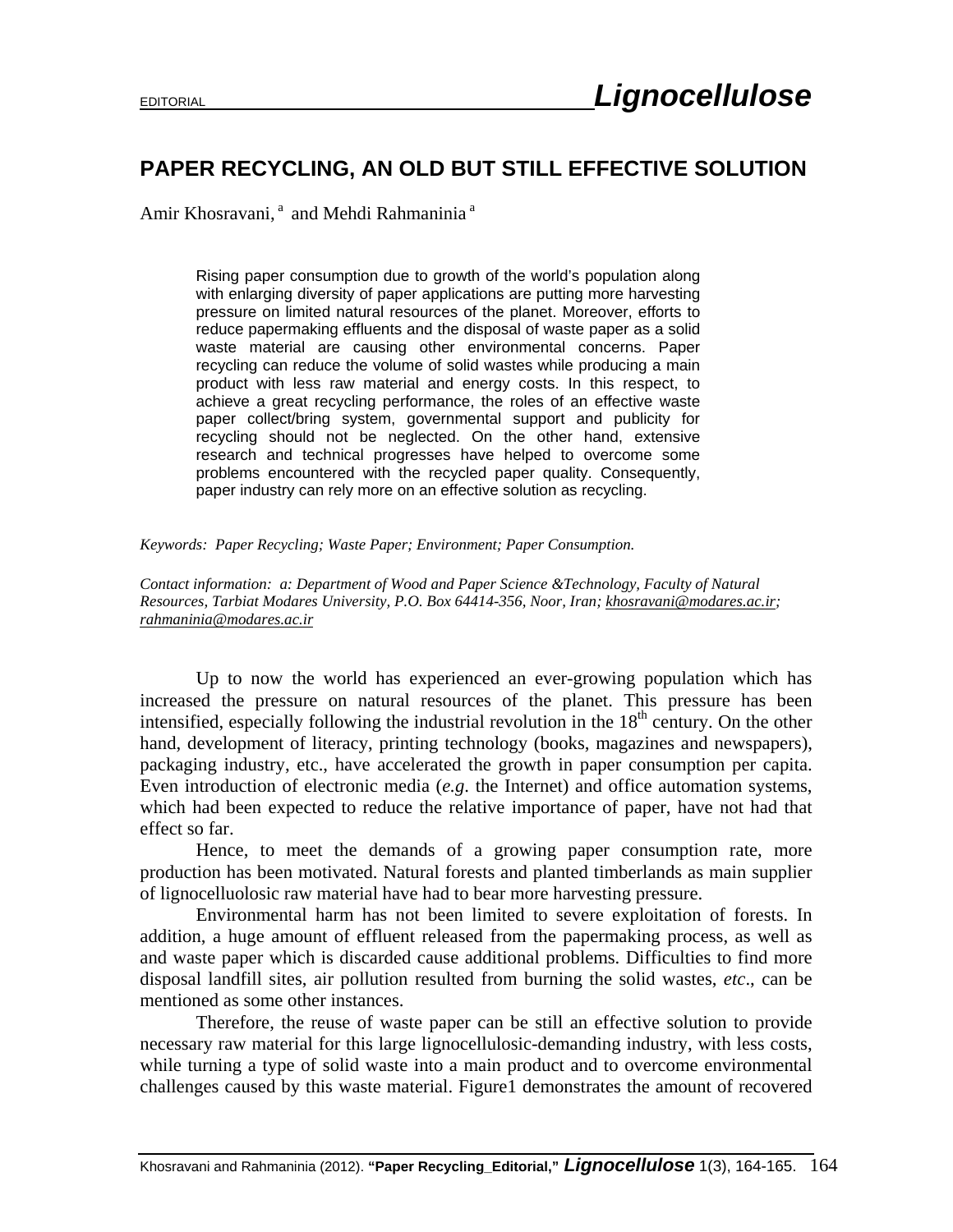EDITORIAL

# PAPER RECYCLING, AN OLD BUT STILL EFFECTIVE SOLUTION

Amir Khosravani, [a] and Mehdi Rahmaninia [a]

> Rising paper consumption due to growth of the world's population along with enlarging diversity of paper applications are putting more harvesting pressure on limited natural resources of the planet. Moreover, efforts to reduce papermaking effluents and the disposal of waste paper as a solid waste material are causing other environmental concerns. Paper recycling can reduce the volume of solid wastes while producing a main product with less raw material and energy costs. In this respect, to achieve a great recycling performance, the roles of an effective waste paper collect/bring system, governmental support and publicity for recycling should not be neglected. On the other hand, extensive research and technical progresses have helped to overcome some problems encountered with the recycled paper quality. Consequently, paper industry can rely more on an effective solution as recycling.

*Keywords: Paper Recycling; Waste Paper; Environment; Paper Consumption.*

*Contact information: a: Department of Wood and Paper Science &Technology, Faculty of Natural Resources, Tarbiat Modares University, P.O. Box 64414-356, Noor, Iran; khosravani@modares.ac.ir; rahmaninia@modares.ac.ir*

Up to now the world has experienced an ever-growing population which has increased the pressure on natural resources of the planet. This pressure has been intensified, especially following the industrial revolution in the 18th century. On the other hand, development of literacy, printing technology (books, magazines and newspapers), packaging industry, etc., have accelerated the growth in paper consumption per capita. Even introduction of electronic media (*e.g*. the Internet) and office automation systems, which had been expected to reduce the relative importance of paper, have not had that effect so far.

Hence, to meet the demands of a growing paper consumption rate, more production has been motivated. Natural forests and planted timberlands as main supplier of lignocelluolosic raw material have had to bear more harvesting pressure.

Environmental harm has not been limited to severe exploitation of forests. In addition, a huge amount of effluent released from the papermaking process, as well as and waste paper which is discarded cause additional problems. Difficulties to find more disposal landfill sites, air pollution resulted from burning the solid wastes, *etc*., can be mentioned as some other instances.

Therefore, the reuse of waste paper can be still an effective solution to provide necessary raw material for this large lignocellulosic-demanding industry, with less costs, while turning a type of solid waste into a main product and to overcome environmental challenges caused by this waste material. Figure1 demonstrates the amount of recovered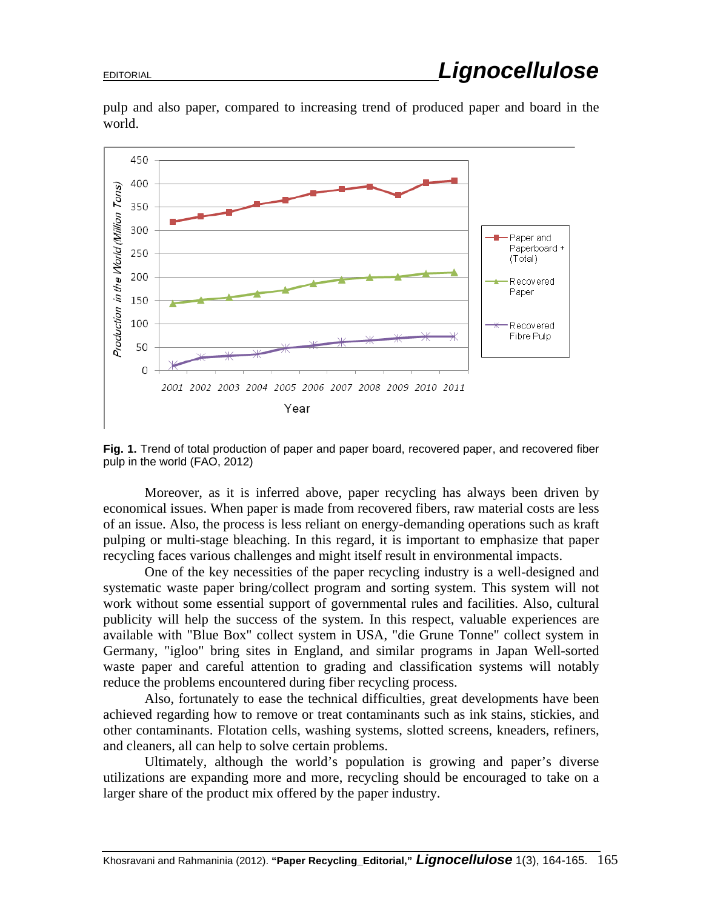pulp and also paper, compared to increasing trend of produced paper and board in the world.

Production in the World (Million Tons)

450
400
350
300
250
200
150
100
50
0

2001 2002 2003 2004 2005 2006 2007 2008 2009 2010 2011

Year

Paper and Paperboard + (Total)

Recovered Paper

Recovered Fibre Pulp

**Fig. 1.** Trend of total production of paper and paper board, recovered paper, and recovered fiber pulp in the world (FAO, 2012)

Moreover, as it is inferred above, paper recycling has always been driven by economical issues. When paper is made from recovered fibers, raw material costs are less of an issue. Also, the process is less reliant on energy-demanding operations such as kraft pulping or multi-stage bleaching. In this regard, it is important to emphasize that paper recycling faces various challenges and might itself result in environmental impacts.

One of the key necessities of the paper recycling industry is a well-designed and systematic waste paper bring/collect program and sorting system. This system will not work without some essential support of governmental rules and facilities. Also, cultural publicity will help the success of the system. In this respect, valuable experiences are available with "Blue Box" collect system in USA, "die Grune Tonne" collect system in Germany, "igloo" bring sites in England, and similar programs in Japan Well-sorted waste paper and careful attention to grading and classification systems will notably reduce the problems encountered during fiber recycling process.

Also, fortunately to ease the technical difficulties, great developments have been achieved regarding how to remove or treat contaminants such as ink stains, stickies, and other contaminants. Flotation cells, washing systems, slotted screens, kneaders, refiners, and cleaners, all can help to solve certain problems.

Ultimately, although the world's population is growing and paper's diverse utilizations are expanding more and more, recycling should be encouraged to take on a larger share of the product mix offered by the paper industry.